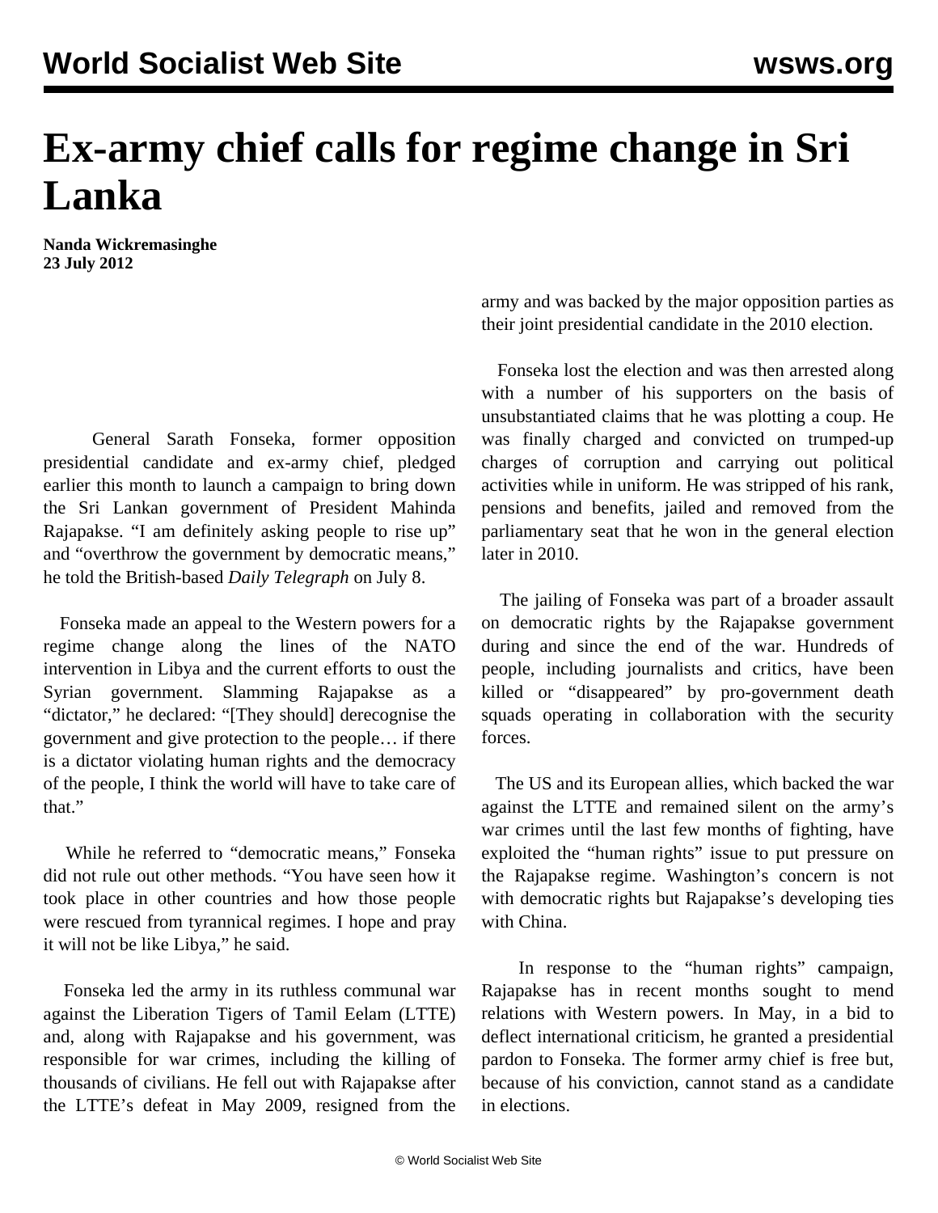# Ex-army chief calls for regime change in Sri Lanka

**Nanda Wickremasinghe**
**23 July 2012**

General Sarath Fonseka, former opposition presidential candidate and ex-army chief, pledged earlier this month to launch a campaign to bring down the Sri Lankan government of President Mahinda Rajapakse. "I am definitely asking people to rise up" and "overthrow the government by democratic means," he told the British-based *Daily Telegraph* on July 8.

Fonseka made an appeal to the Western powers for a regime change along the lines of the NATO intervention in Libya and the current efforts to oust the Syrian government. Slamming Rajapakse as a "dictator," he declared: "[They should] derecognise the government and give protection to the people… if there is a dictator violating human rights and the democracy of the people, I think the world will have to take care of that."

While he referred to "democratic means," Fonseka did not rule out other methods. "You have seen how it took place in other countries and how those people were rescued from tyrannical regimes. I hope and pray it will not be like Libya," he said.

Fonseka led the army in its ruthless communal war against the Liberation Tigers of Tamil Eelam (LTTE) and, along with Rajapakse and his government, was responsible for war crimes, including the killing of thousands of civilians. He fell out with Rajapakse after the LTTE's defeat in May 2009, resigned from the army and was backed by the major opposition parties as their joint presidential candidate in the 2010 election.

Fonseka lost the election and was then arrested along with a number of his supporters on the basis of unsubstantiated claims that he was plotting a coup. He was finally charged and convicted on trumped-up charges of corruption and carrying out political activities while in uniform. He was stripped of his rank, pensions and benefits, jailed and removed from the parliamentary seat that he won in the general election later in 2010.

The jailing of Fonseka was part of a broader assault on democratic rights by the Rajapakse government during and since the end of the war. Hundreds of people, including journalists and critics, have been killed or "disappeared" by pro-government death squads operating in collaboration with the security forces.

The US and its European allies, which backed the war against the LTTE and remained silent on the army's war crimes until the last few months of fighting, have exploited the "human rights" issue to put pressure on the Rajapakse regime. Washington's concern is not with democratic rights but Rajapakse's developing ties with China.

In response to the "human rights" campaign, Rajapakse has in recent months sought to mend relations with Western powers. In May, in a bid to deflect international criticism, he granted a presidential pardon to Fonseka. The former army chief is free but, because of his conviction, cannot stand as a candidate in elections.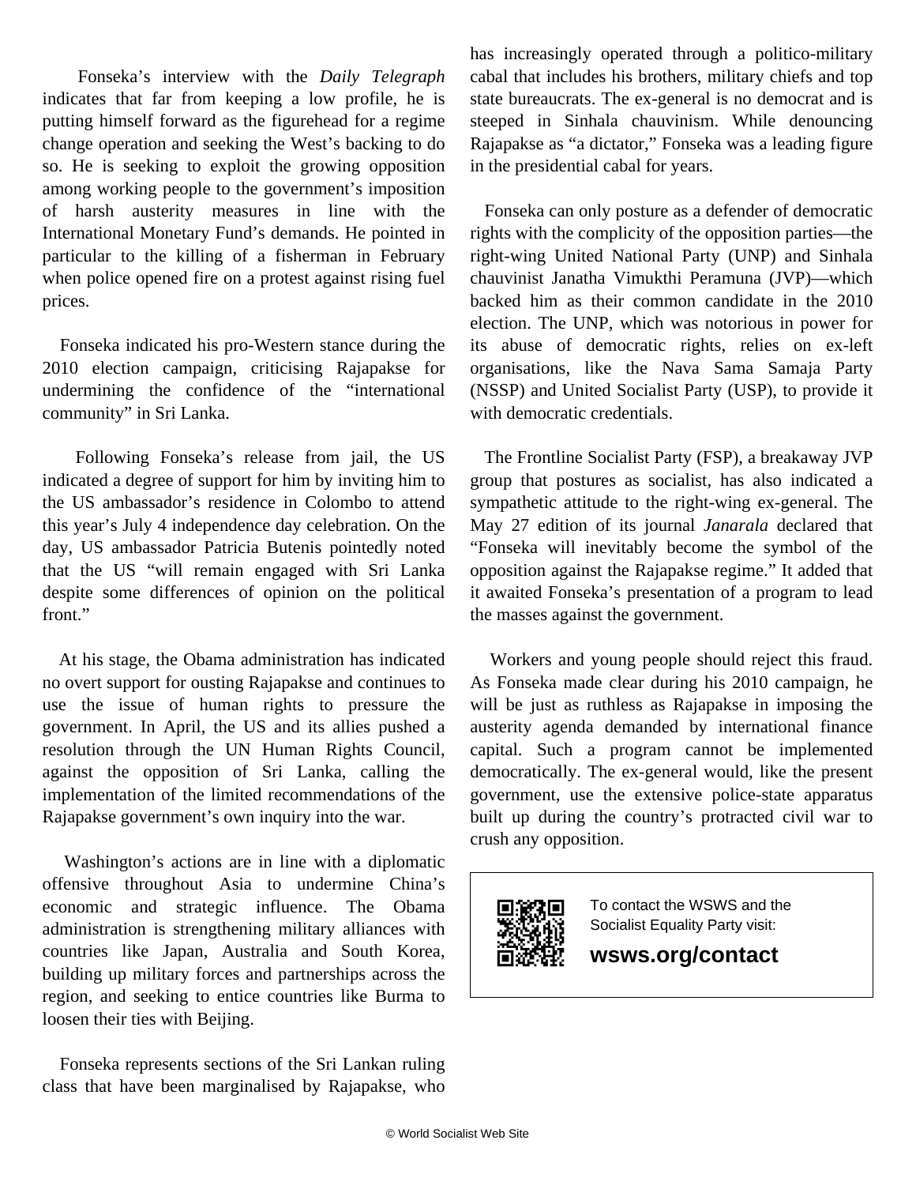Fonseka's interview with the *Daily Telegraph* indicates that far from keeping a low profile, he is putting himself forward as the figurehead for a regime change operation and seeking the West's backing to do so. He is seeking to exploit the growing opposition among working people to the government's imposition of harsh austerity measures in line with the International Monetary Fund's demands. He pointed in particular to the killing of a fisherman in February when police opened fire on a protest against rising fuel prices.

Fonseka indicated his pro-Western stance during the 2010 election campaign, criticising Rajapakse for undermining the confidence of the "international community" in Sri Lanka.

Following Fonseka's release from jail, the US indicated a degree of support for him by inviting him to the US ambassador's residence in Colombo to attend this year's July 4 independence day celebration. On the day, US ambassador Patricia Butenis pointedly noted that the US "will remain engaged with Sri Lanka despite some differences of opinion on the political front."

At his stage, the Obama administration has indicated no overt support for ousting Rajapakse and continues to use the issue of human rights to pressure the government. In April, the US and its allies pushed a resolution through the UN Human Rights Council, against the opposition of Sri Lanka, calling the implementation of the limited recommendations of the Rajapakse government's own inquiry into the war.

Washington's actions are in line with a diplomatic offensive throughout Asia to undermine China's economic and strategic influence. The Obama administration is strengthening military alliances with countries like Japan, Australia and South Korea, building up military forces and partnerships across the region, and seeking to entice countries like Burma to loosen their ties with Beijing.

Fonseka represents sections of the Sri Lankan ruling class that have been marginalised by Rajapakse, who has increasingly operated through a politico-military cabal that includes his brothers, military chiefs and top state bureaucrats. The ex-general is no democrat and is steeped in Sinhala chauvinism. While denouncing Rajapakse as "a dictator," Fonseka was a leading figure in the presidential cabal for years.

Fonseka can only posture as a defender of democratic rights with the complicity of the opposition parties—the right-wing United National Party (UNP) and Sinhala chauvinist Janatha Vimukthi Peramuna (JVP)—which backed him as their common candidate in the 2010 election. The UNP, which was notorious in power for its abuse of democratic rights, relies on ex-left organisations, like the Nava Sama Samaja Party (NSSP) and United Socialist Party (USP), to provide it with democratic credentials.

The Frontline Socialist Party (FSP), a breakaway JVP group that postures as socialist, has also indicated a sympathetic attitude to the right-wing ex-general. The May 27 edition of its journal *Janarala* declared that "Fonseka will inevitably become the symbol of the opposition against the Rajapakse regime." It added that it awaited Fonseka's presentation of a program to lead the masses against the government.

Workers and young people should reject this fraud. As Fonseka made clear during his 2010 campaign, he will be just as ruthless as Rajapakse in imposing the austerity agenda demanded by international finance capital. Such a program cannot be implemented democratically. The ex-general would, like the present government, use the extensive police-state apparatus built up during the country's protracted civil war to crush any opposition.

To contact the WSWS and the Socialist Equality Party visit:

**wsws.org/contact**